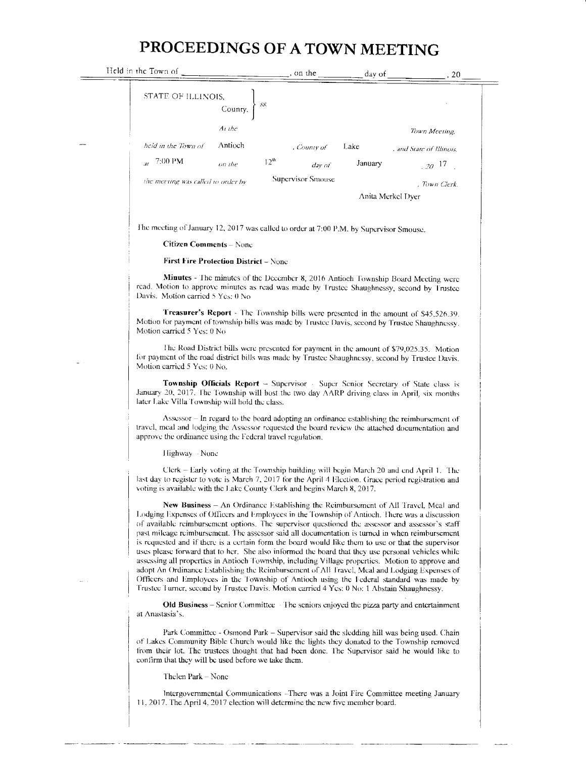# PROCEEDINGS OF A TOWN MEETING

Held in the Town of ____________________, on the ________ day of ____________, 20 ____

STATE OF ILLINOIS, County, } ss.

*At the* *Town Meeting,*

*held in the Town of* Antioch *, County of* Lake *, and State of Illinois,*

*at* 7:00 PM *on the* 12[th] *day of* January *, 20* 17 *,*

*the meeting was called to order by* Supervisor Smouse *, Town Clerk.*

Anita Merkel Dyer

The meeting of January 12, 2017 was called to order at 7:00 P.M. by Supervisor Smouse.

**Citizen Comments** – None

**First Fire Protection District** – None

**Minutes** - The minutes of the December 8, 2016 Antioch Township Board Meeting were read. Motion to approve minutes as read was made by Trustee Shaughnessy, second by Trustee Davis. Motion carried 5 Yes: 0 No

**Treasurer's Report** - The Township bills were presented in the amount of $45,526.39. Motion for payment of township bills was made by Trustee Davis, second by Trustee Shaughnessy. Motion carried 5 Yes: 0 No

The Road District bills were presented for payment in the amount of $79,025.35. Motion for payment of the road district bills was made by Trustee Shaughnessy, second by Trustee Davis. Motion carried 5 Yes: 0 No.

**Township Officials Report** – Supervisor - Super Senior Secretary of State class is January 20, 2017. The Township will host the two day AARP driving class in April, six months later Lake Villa Township will hold the class.

Assessor – In regard to the board adopting an ordinance establishing the reimbursement of travel, meal and lodging the Assessor requested the board review the attached documentation and approve the ordinance using the Federal travel regulation.

Highway – None

Clerk – Early voting at the Township building will begin March 20 and end April 1. The last day to register to vote is March 7, 2017 for the April 4 Election. Grace period registration and voting is available with the Lake County Clerk and begins March 8, 2017.

**New Business** – An Ordinance Establishing the Reimbursement of All Travel, Meal and Lodging Expenses of Officers and Employees in the Township of Antioch. There was a discussion of available reimbursement options. The supervisor questioned the assessor and assessor's staff past mileage reimbursement. The assessor said all documentation is turned in when reimbursement is requested and if there is a certain form the board would like them to use or that the supervisor uses please forward that to her. She also informed the board that they use personal vehicles while assessing all properties in Antioch Township, including Village properties. Motion to approve and adopt An Ordinance Establishing the Reimbursement of All Travel, Meal and Lodging Expenses of Officers and Employees in the Township of Antioch using the Federal standard was made by Trustee Turner, second by Trustee Davis. Motion carried 4 Yes: 0 No: 1 Abstain Shaughnessy.

**Old Business** – Senior Committee - The seniors enjoyed the pizza party and entertainment at Anastasia's.

Park Committee - Osmond Park – Supervisor said the sledding hill was being used. Chain of Lakes Community Bible Church would like the lights they donated to the Township removed from their lot. The trustees thought that had been done. The Supervisor said he would like to confirm that they will be used before we take them.

Thelen Park – None

Intergovernmental Communications –There was a Joint Fire Committee meeting January 11, 2017. The April 4, 2017 election will determine the new five member board.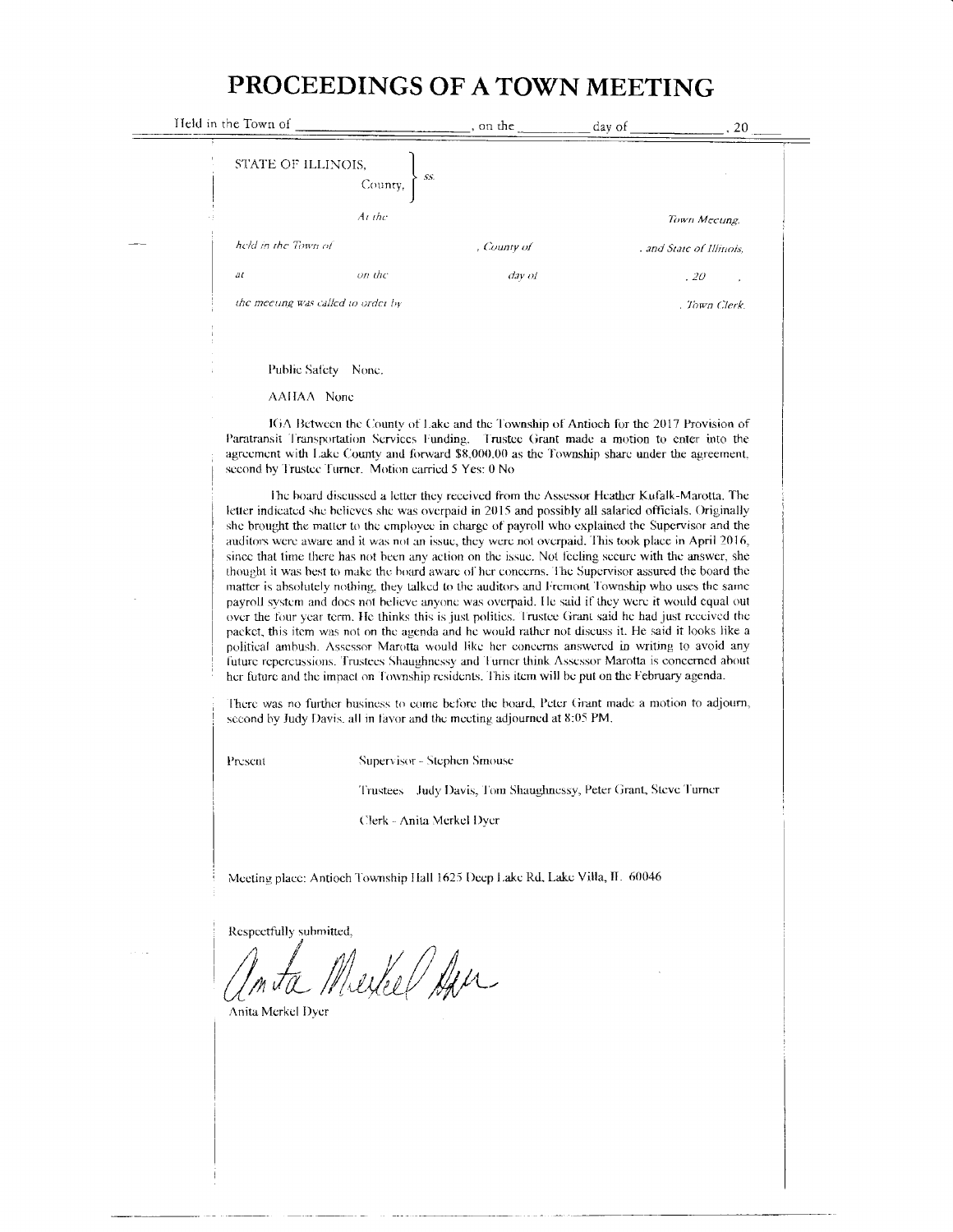# PROCEEDINGS OF A TOWN MEETING

Held in the Town of \_\_\_\_\_\_\_\_\_\_\_\_\_\_\_\_\_\_\_\_, on the \_\_\_\_\_\_\_\_ day of \_\_\_\_\_\_\_\_\_\_\_\_, 20 \_\_\_\_

STATE OF ILLINOIS,
County, } ss.

*At the* *Town Meeting,*

*held in the Town of* *, County of* *, and State of Illinois,*

*at* *on the* *day of* *, 20* *,*

*the meeting was called to order by* *, Town Clerk.*

Public Safety None.

AAHAA None

IGA Between the County of Lake and the Township of Antioch for the 2017 Provision of Paratransit Transportation Services Funding. Trustee Grant made a motion to enter into the agreement with Lake County and forward $8,000.00 as the Township share under the agreement, second by Trustee Turner. Motion carried 5 Yes: 0 No

The board discussed a letter they received from the Assessor Heather Kufalk-Marotta. The letter indicated she believes she was overpaid in 2015 and possibly all salaried officials. Originally she brought the matter to the employee in charge of payroll who explained the Supervisor and the auditors were aware and it was not an issue, they were not overpaid. This took place in April 2016, since that time there has not been any action on the issue. Not feeling secure with the answer, she thought it was best to make the board aware of her concerns. The Supervisor assured the board the matter is absolutely nothing, they talked to the auditors and Fremont Township who uses the same payroll system and does not believe anyone was overpaid. He said if they were it would equal out over the four year term. He thinks this is just politics. Trustee Grant said he had just received the packet, this item was not on the agenda and he would rather not discuss it. He said it looks like a political ambush. Assessor Marotta would like her concerns answered in writing to avoid any future repercussions. Trustees Shaughnessy and Turner think Assessor Marotta is concerned about her future and the impact on Township residents. This item will be put on the February agenda.

There was no further business to come before the board, Peter Grant made a motion to adjourn, second by Judy Davis, all in favor and the meeting adjourned at 8:05 PM.

Present Supervisor - Stephen Smouse

Trustees Judy Davis, Tom Shaughnessy, Peter Grant, Steve Turner

Clerk - Anita Merkel Dyer

Meeting place: Antioch Township Hall 1625 Deep Lake Rd, Lake Villa, IL 60046

Respectfully submitted,

Anita Merkel Dyer